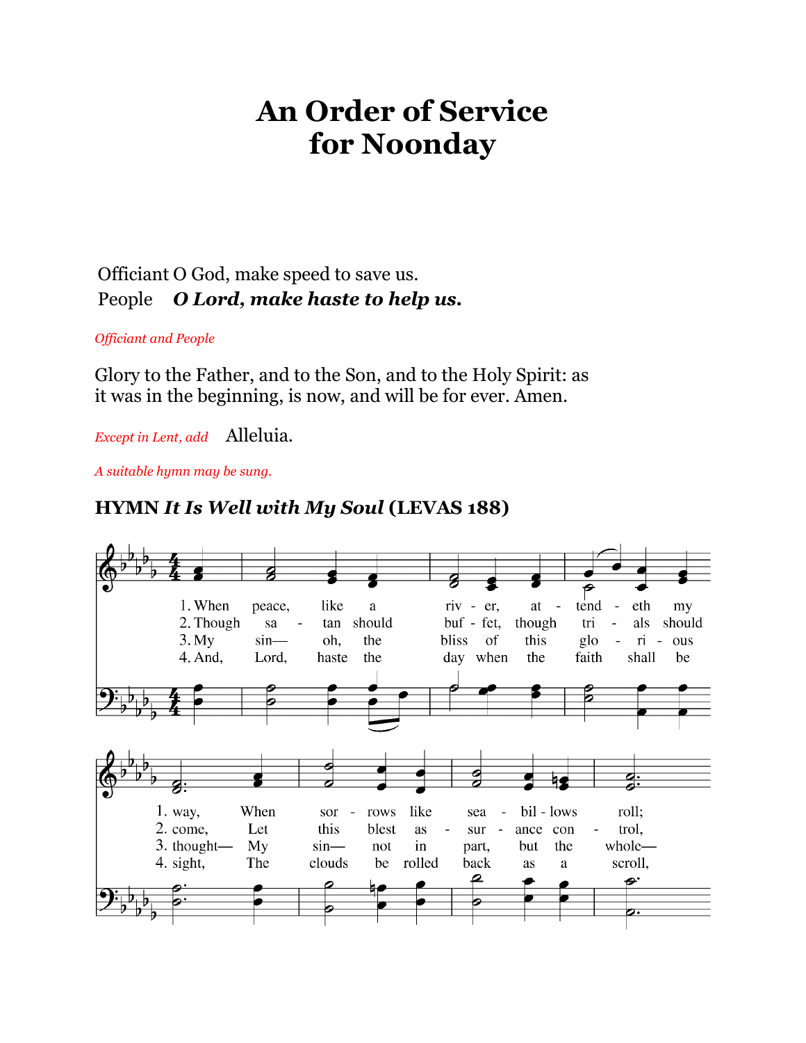# An Order of Service for Noonday

Officiant O God, make speed to save us.
People ***O Lord, make haste to help us.***

*Officiant and People*

Glory to the Father, and to the Son, and to the Holy Spirit: as it was in the beginning, is now, and will be for ever. Amen.

*Except in Lent, add* Alleluia.

*A suitable hymn may be sung.*

### HYMN *It Is Well with My Soul* (LEVAS 188)

1. When peace, like a river, attendeth my way, When sorrows like sea billows roll;
2. Though satan should buffet, though trials should come, Let this blest assurance control,
3. My sin— oh, the bliss of this glorious thought— My sin— not in part, but the whole—
4. And, Lord, haste the day when the faith shall be sight, The clouds be rolled back as a scroll,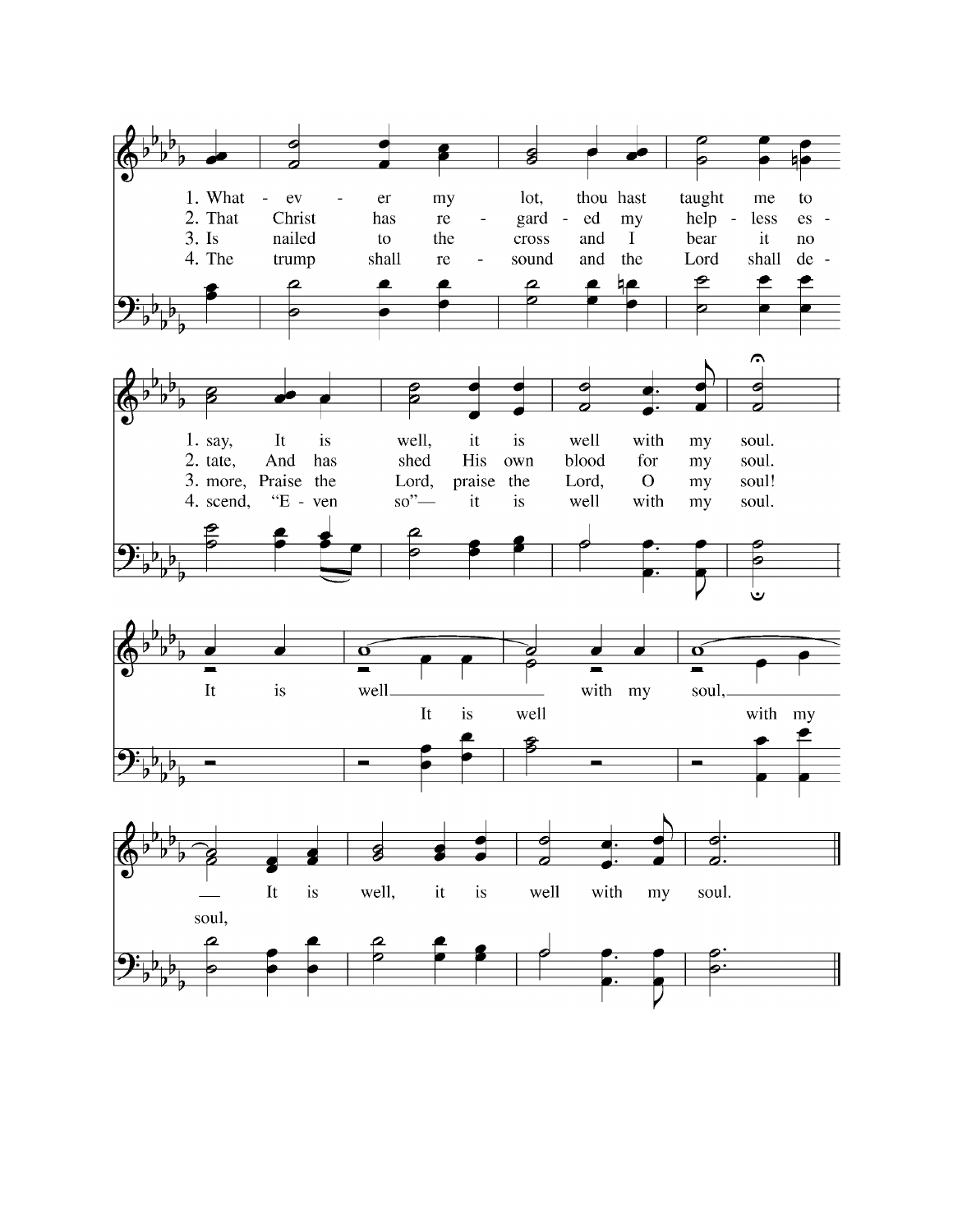1. What - ev - er my lot, thou hast taught me to say, It is well, it is well with my soul.

2. That Christ has re - gard - ed my help - less es - tate, And has shed His own blood for my soul.

3. Is nailed to the cross and I bear it no more, Praise the Lord, praise the Lord, O my soul!

4. The trump shall re - sound and the Lord shall de - scend, "E - ven so"— it is well with my soul.

It is well with my soul, It is well, it is well with my soul.

It is well with my soul,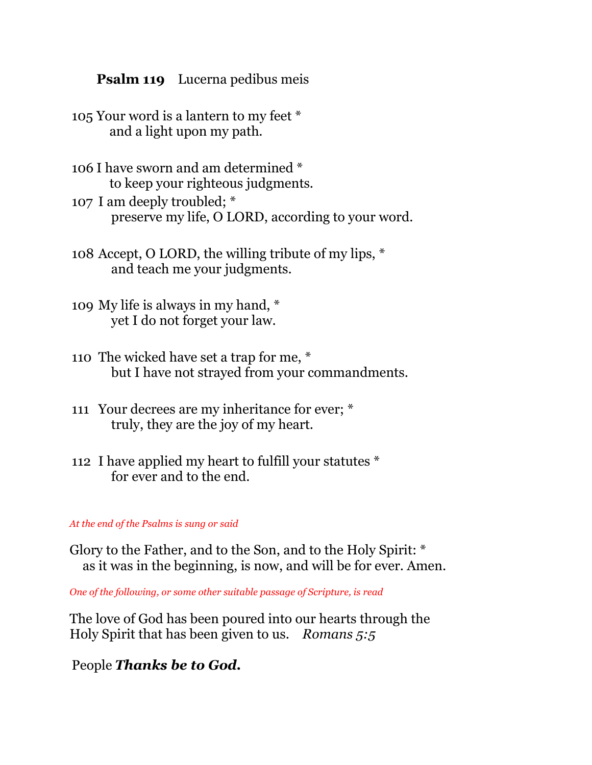**Psalm 119** Lucerna pedibus meis

105 Your word is a lantern to my feet *
and a light upon my path.

106 I have sworn and am determined *
to keep your righteous judgments.

107 I am deeply troubled; *
preserve my life, O LORD, according to your word.

108 Accept, O LORD, the willing tribute of my lips, *
and teach me your judgments.

109 My life is always in my hand, *
yet I do not forget your law.

110 The wicked have set a trap for me, *
but I have not strayed from your commandments.

111 Your decrees are my inheritance for ever; *
truly, they are the joy of my heart.

112 I have applied my heart to fulfill your statutes *
for ever and to the end.

*At the end of the Psalms is sung or said*

Glory to the Father, and to the Son, and to the Holy Spirit: *
as it was in the beginning, is now, and will be for ever. Amen.

*One of the following, or some other suitable passage of Scripture, is read*

The love of God has been poured into our hearts through the Holy Spirit that has been given to us. *Romans 5:5*

People ***Thanks be to God.***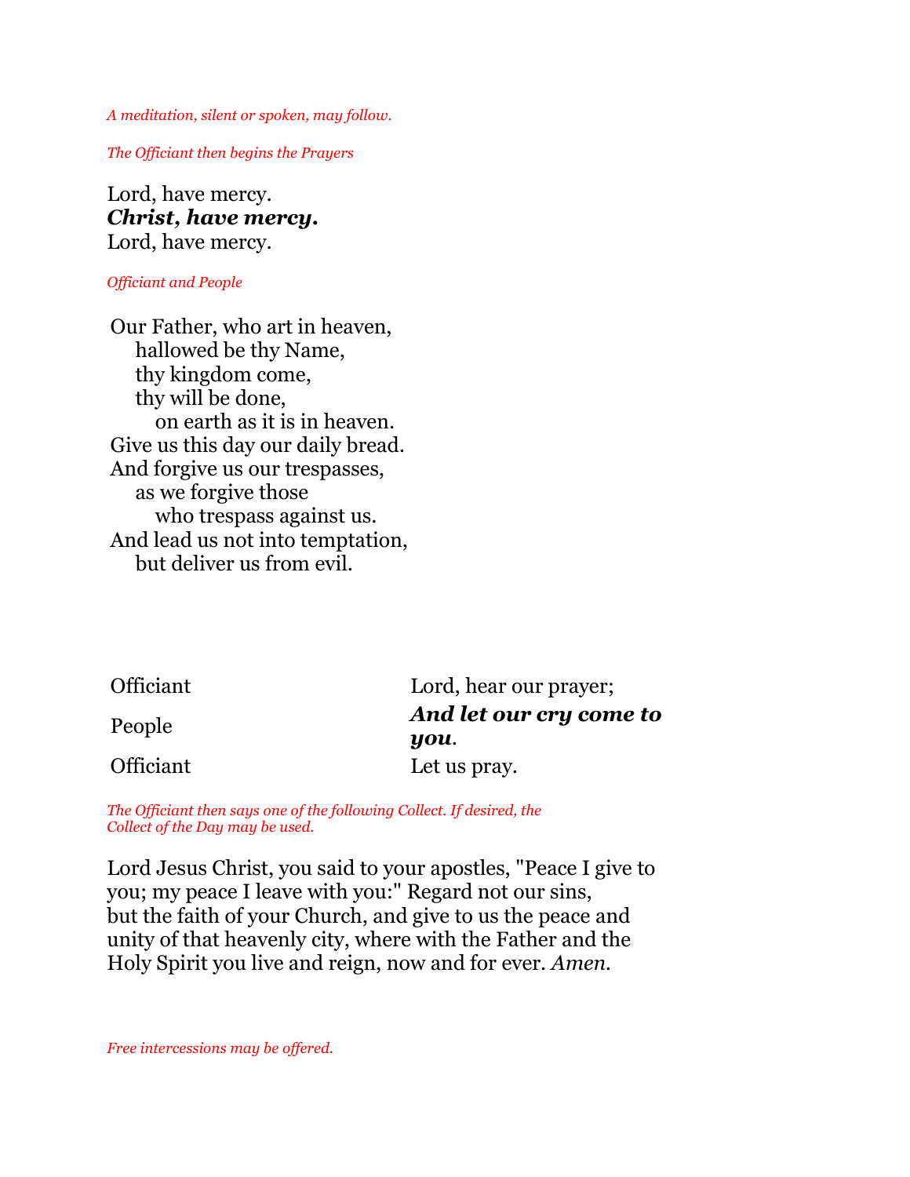*A meditation, silent or spoken, may follow.*

*The Officiant then begins the Prayers*

Lord, have mercy.
***Christ, have mercy.***
Lord, have mercy.

*Officiant and People*

Our Father, who art in heaven,
  hallowed be thy Name,
  thy kingdom come,
  thy will be done,
    on earth as it is in heaven.
Give us this day our daily bread.
And forgive us our trespasses,
  as we forgive those
    who trespass against us.
And lead us not into temptation,
  but deliver us from evil.

| | |
|---|---|
| Officiant | Lord, hear our prayer; |
| People | ***And let our cry come to you***. |
| Officiant | Let us pray. |

*The Officiant then says one of the following Collect. If desired, the Collect of the Day may be used.*

Lord Jesus Christ, you said to your apostles, "Peace I give to you; my peace I leave with you:" Regard not our sins, but the faith of your Church, and give to us the peace and unity of that heavenly city, where with the Father and the Holy Spirit you live and reign, now and for ever. *Amen.*

*Free intercessions may be offered.*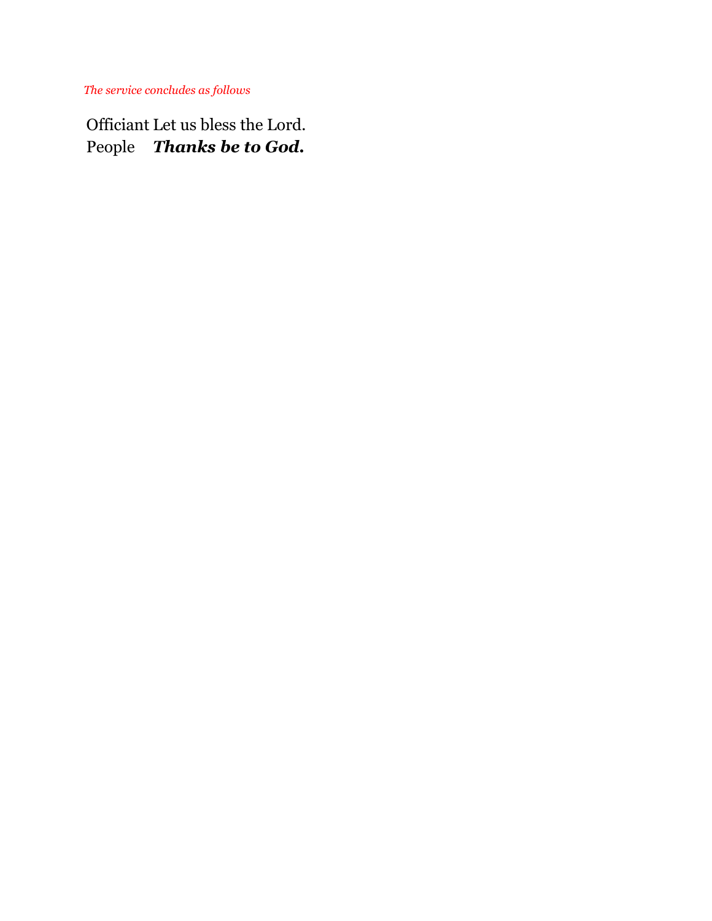*The service concludes as follows*

Officiant Let us bless the Lord.
People ***Thanks be to God.***